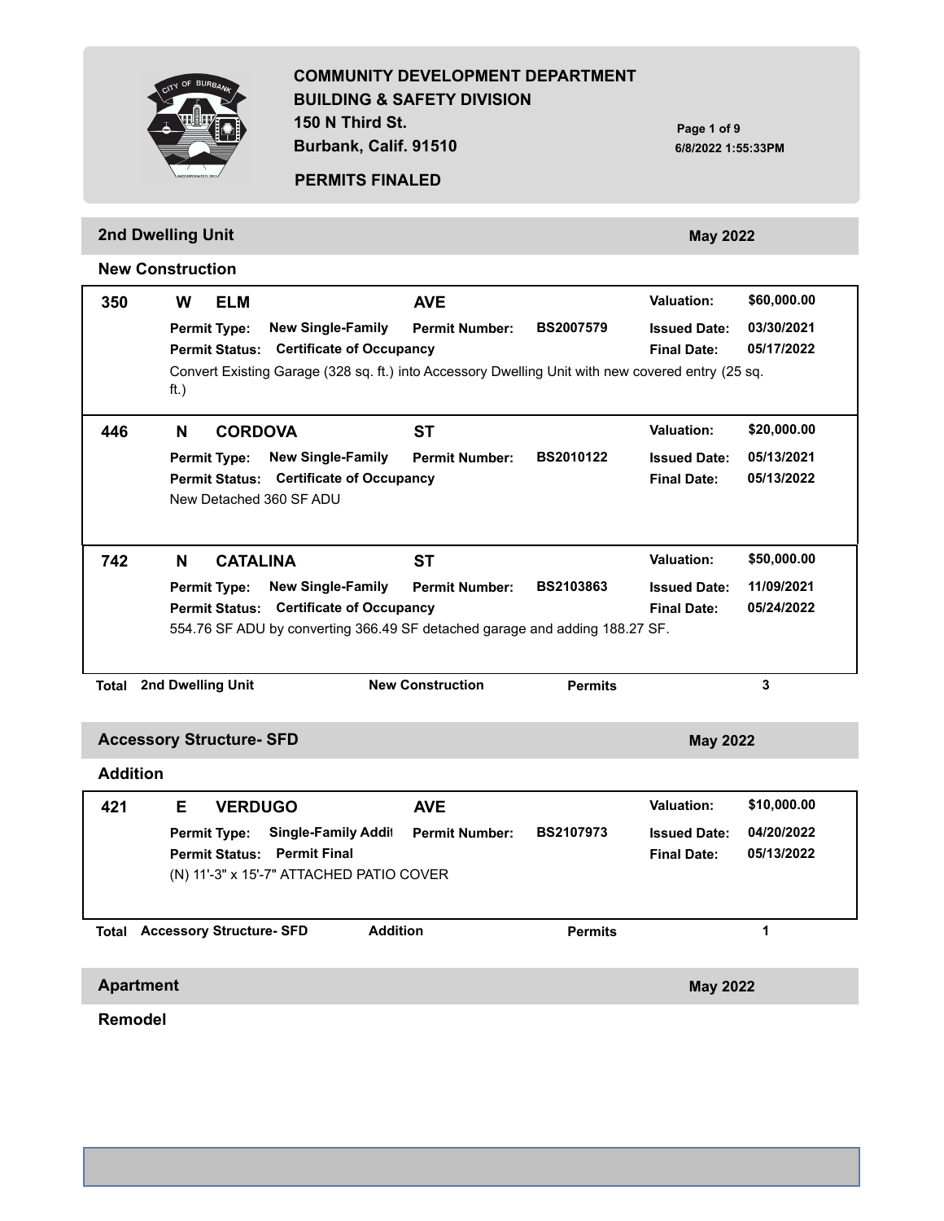# COMMUNITY DEVELOPMENT DEPARTMENT
## BUILDING & SAFETY DIVISION

150 N Third St.
Burbank, Calif. 91510

6/8/2022 1:55:33PM

**PERMITS FINALED**

## 2nd Dwelling Unit — May 2022

### New Construction

**350 W ELM AVE**
Valuation: $60,000.00
Permit Type: New Single-Family | Permit Number: BS2007579 | Issued Date: 03/30/2021
Permit Status: Certificate of Occupancy | Final Date: 05/17/2022
Convert Existing Garage (328 sq. ft.) into Accessory Dwelling Unit with new covered entry (25 sq. ft.)

**446 N CORDOVA ST**
Valuation: $20,000.00
Permit Type: New Single-Family | Permit Number: BS2010122 | Issued Date: 05/13/2021
Permit Status: Certificate of Occupancy | Final Date: 05/13/2022
New Detached 360 SF ADU

**742 N CATALINA ST**
Valuation: $50,000.00
Permit Type: New Single-Family | Permit Number: BS2103863 | Issued Date: 11/09/2021
Permit Status: Certificate of Occupancy | Final Date: 05/24/2022
554.76 SF ADU by converting 366.49 SF detached garage and adding 188.27 SF.

**Total 2nd Dwelling Unit New Construction Permits: 3**

## Accessory Structure- SFD — May 2022

### Addition

**421 E VERDUGO AVE**
Valuation: $10,000.00
Permit Type: Single-Family Addit | Permit Number: BS2107973 | Issued Date: 04/20/2022
Permit Status: Permit Final | Final Date: 05/13/2022
(N) 11'-3" x 15'-7" ATTACHED PATIO COVER

**Total Accessory Structure- SFD Addition Permits: 1**

## Apartment — May 2022

### Remodel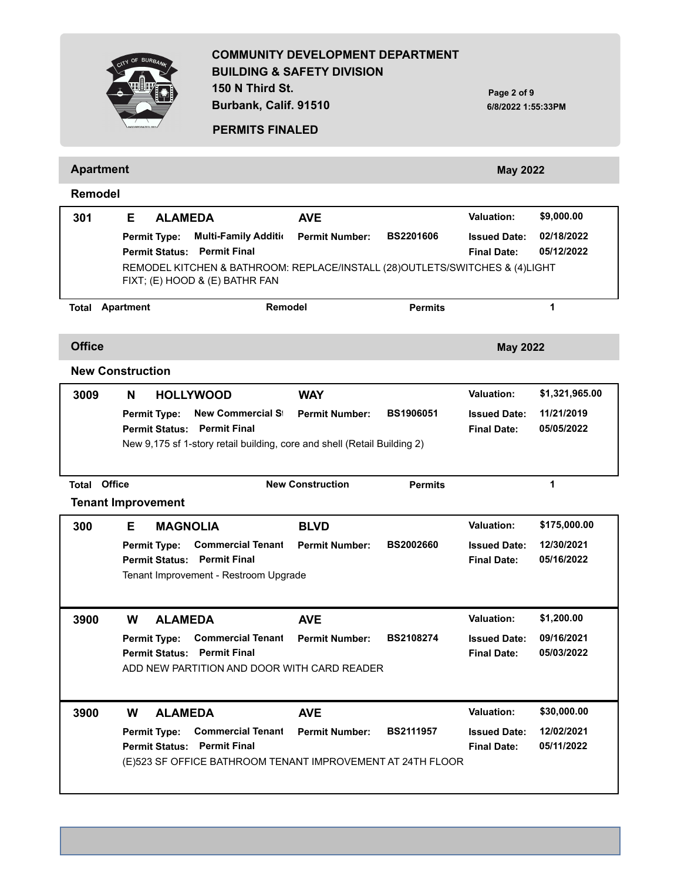**COMMUNITY DEVELOPMENT DEPARTMENT**
**BUILDING & SAFETY DIVISION**
**150 N Third St.**
**Burbank, Calif. 91510**

**PERMITS FINALED**

6/8/2022 1:55:33PM

## Apartment — May 2022

### Remodel

**301 E ALAMEDA AVE** — Valuation: $9,000.00

- **Permit Type:** Multi-Family Additi
- **Permit Number:** BS2201606
- **Issued Date:** 02/18/2022
- **Permit Status:** Permit Final
- **Final Date:** 05/12/2022

REMODEL KITCHEN & BATHROOM: REPLACE/INSTALL (28)OUTLETS/SWITCHES & (4)LIGHT FIXT; (E) HOOD & (E) BATHR FAN

**Total Apartment Remodel Permits: 1**

## Office — May 2022

### New Construction

**3009 N HOLLYWOOD WAY** — Valuation: $1,321,965.00

- **Permit Type:** New Commercial St
- **Permit Number:** BS1906051
- **Issued Date:** 11/21/2019
- **Permit Status:** Permit Final
- **Final Date:** 05/05/2022

New 9,175 sf 1-story retail building, core and shell (Retail Building 2)

**Total Office New Construction Permits: 1**

### Tenant Improvement

**300 E MAGNOLIA BLVD** — Valuation: $175,000.00

- **Permit Type:** Commercial Tenant
- **Permit Number:** BS2002660
- **Issued Date:** 12/30/2021
- **Permit Status:** Permit Final
- **Final Date:** 05/16/2022

Tenant Improvement - Restroom Upgrade

**3900 W ALAMEDA AVE** — Valuation: $1,200.00

- **Permit Type:** Commercial Tenant
- **Permit Number:** BS2108274
- **Issued Date:** 09/16/2021
- **Permit Status:** Permit Final
- **Final Date:** 05/03/2022

ADD NEW PARTITION AND DOOR WITH CARD READER

**3900 W ALAMEDA AVE** — Valuation: $30,000.00

- **Permit Type:** Commercial Tenant
- **Permit Number:** BS2111957
- **Issued Date:** 12/02/2021
- **Permit Status:** Permit Final
- **Final Date:** 05/11/2022

(E)523 SF OFFICE BATHROOM TENANT IMPROVEMENT AT 24TH FLOOR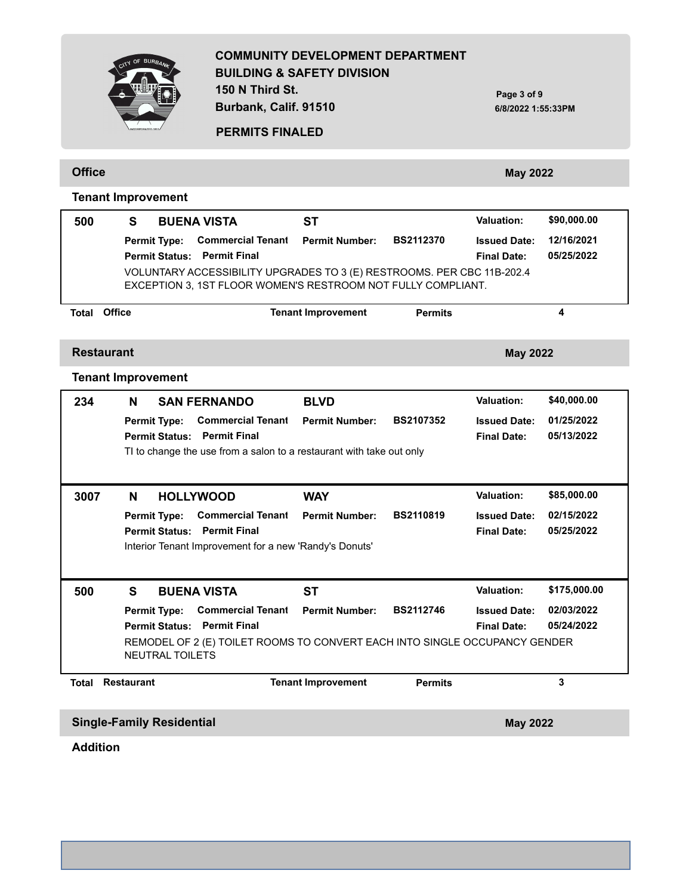**COMMUNITY DEVELOPMENT DEPARTMENT**
**BUILDING & SAFETY DIVISION**
**150 N Third St.**
**Burbank, Calif. 91510**

**PERMITS FINALED**

6/8/2022 1:55:33PM

## Office — May 2022

### Tenant Improvement

**500 S BUENA VISTA ST** — Valuation: $90,000.00

- **Permit Type:** Commercial Tenant
- **Permit Number:** BS2112370
- **Issued Date:** 12/16/2021
- **Permit Status:** Permit Final
- **Final Date:** 05/25/2022

VOLUNTARY ACCESSIBILITY UPGRADES TO 3 (E) RESTROOMS. PER CBC 11B-202.4 EXCEPTION 3, 1ST FLOOR WOMEN'S RESTROOM NOT FULLY COMPLIANT.

**Total Office Tenant Improvement Permits: 4**

## Restaurant — May 2022

### Tenant Improvement

**234 N SAN FERNANDO BLVD** — Valuation: $40,000.00

- **Permit Type:** Commercial Tenant
- **Permit Number:** BS2107352
- **Issued Date:** 01/25/2022
- **Permit Status:** Permit Final
- **Final Date:** 05/13/2022

TI to change the use from a salon to a restaurant with take out only

**3007 N HOLLYWOOD WAY** — Valuation: $85,000.00

- **Permit Type:** Commercial Tenant
- **Permit Number:** BS2110819
- **Issued Date:** 02/15/2022
- **Permit Status:** Permit Final
- **Final Date:** 05/25/2022

Interior Tenant Improvement for a new 'Randy's Donuts'

**500 S BUENA VISTA ST** — Valuation: $175,000.00

- **Permit Type:** Commercial Tenant
- **Permit Number:** BS2112746
- **Issued Date:** 02/03/2022
- **Permit Status:** Permit Final
- **Final Date:** 05/24/2022

REMODEL OF 2 (E) TOILET ROOMS TO CONVERT EACH INTO SINGLE OCCUPANCY GENDER NEUTRAL TOILETS

**Total Restaurant Tenant Improvement Permits: 3**

## Single-Family Residential — May 2022

### Addition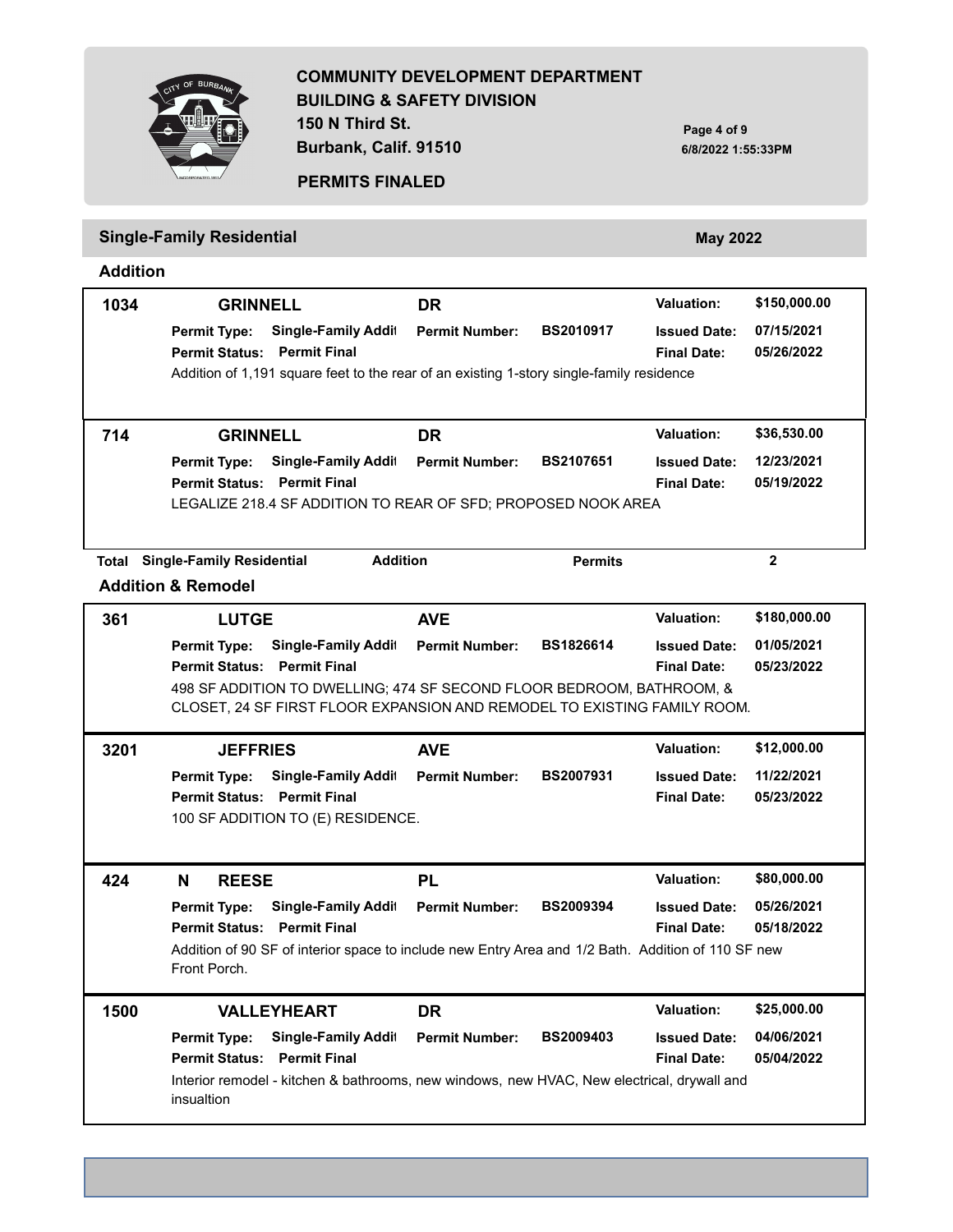**COMMUNITY DEVELOPMENT DEPARTMENT**
**BUILDING & SAFETY DIVISION**
**150 N Third St.**
**Burbank, Calif. 91510**

**PERMITS FINALED**

**6/8/2022 1:55:33PM**

## Single-Family Residential — May 2022

### Addition

**1034 GRINNELL DR** — Valuation: $150,000.00

- **Permit Type:** Single-Family Addit
- **Permit Number:** BS2010917
- **Issued Date:** 07/15/2021
- **Permit Status:** Permit Final
- **Final Date:** 05/26/2022

Addition of 1,191 square feet to the rear of an existing 1-story single-family residence

**714 GRINNELL DR** — Valuation: $36,530.00

- **Permit Type:** Single-Family Addit
- **Permit Number:** BS2107651
- **Issued Date:** 12/23/2021
- **Permit Status:** Permit Final
- **Final Date:** 05/19/2022

LEGALIZE 218.4 SF ADDITION TO REAR OF SFD; PROPOSED NOOK AREA

**Total Single-Family Residential Addition Permits: 2**

### Addition & Remodel

**361 LUTGE AVE** — Valuation: $180,000.00

- **Permit Type:** Single-Family Addit
- **Permit Number:** BS1826614
- **Issued Date:** 01/05/2021
- **Permit Status:** Permit Final
- **Final Date:** 05/23/2022

498 SF ADDITION TO DWELLING; 474 SF SECOND FLOOR BEDROOM, BATHROOM, & CLOSET, 24 SF FIRST FLOOR EXPANSION AND REMODEL TO EXISTING FAMILY ROOM.

**3201 JEFFRIES AVE** — Valuation: $12,000.00

- **Permit Type:** Single-Family Addit
- **Permit Number:** BS2007931
- **Issued Date:** 11/22/2021
- **Permit Status:** Permit Final
- **Final Date:** 05/23/2022

100 SF ADDITION TO (E) RESIDENCE.

**424 N REESE PL** — Valuation: $80,000.00

- **Permit Type:** Single-Family Addit
- **Permit Number:** BS2009394
- **Issued Date:** 05/26/2021
- **Permit Status:** Permit Final
- **Final Date:** 05/18/2022

Addition of 90 SF of interior space to include new Entry Area and 1/2 Bath. Addition of 110 SF new Front Porch.

**1500 VALLEYHEART DR** — Valuation: $25,000.00

- **Permit Type:** Single-Family Addit
- **Permit Number:** BS2009403
- **Issued Date:** 04/06/2021
- **Permit Status:** Permit Final
- **Final Date:** 05/04/2022

Interior remodel - kitchen & bathrooms, new windows, new HVAC, New electrical, drywall and insualtion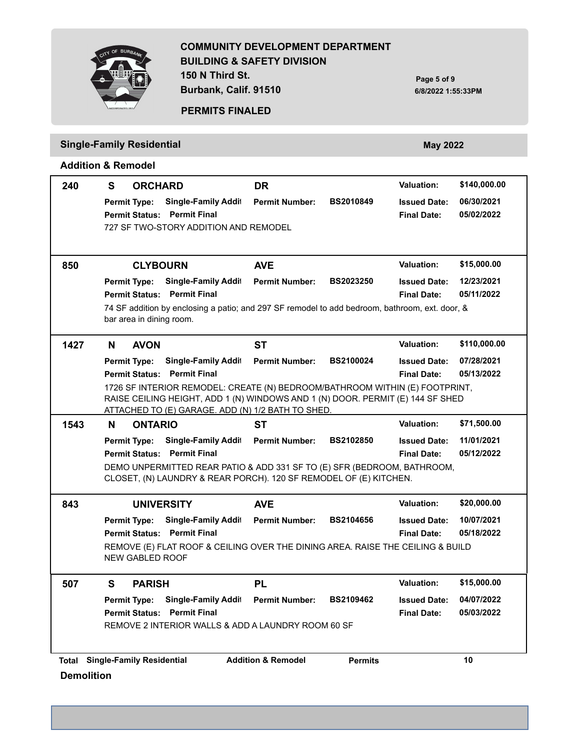**COMMUNITY DEVELOPMENT DEPARTMENT**
**BUILDING & SAFETY DIVISION**
**150 N Third St.**
**Burbank, Calif. 91510**

**PERMITS FINALED**

6/8/2022 1:55:33PM

## Single-Family Residential — May 2022

### Addition & Remodel

**240 S ORCHARD DR** — Valuation: $140,000.00
- Permit Type: Single-Family Addit
- Permit Number: BS2010849
- Issued Date: 06/30/2021
- Permit Status: Permit Final
- Final Date: 05/02/2022

727 SF TWO-STORY ADDITION AND REMODEL

**850 CLYBOURN AVE** — Valuation: $15,000.00
- Permit Type: Single-Family Addit
- Permit Number: BS2023250
- Issued Date: 12/23/2021
- Permit Status: Permit Final
- Final Date: 05/11/2022

74 SF addition by enclosing a patio; and 297 SF remodel to add bedroom, bathroom, ext. door, & bar area in dining room.

**1427 N AVON ST** — Valuation: $110,000.00
- Permit Type: Single-Family Addit
- Permit Number: BS2100024
- Issued Date: 07/28/2021
- Permit Status: Permit Final
- Final Date: 05/13/2022

1726 SF INTERIOR REMODEL: CREATE (N) BEDROOM/BATHROOM WITHIN (E) FOOTPRINT, RAISE CEILING HEIGHT, ADD 1 (N) WINDOWS AND 1 (N) DOOR. PERMIT (E) 144 SF SHED ATTACHED TO (E) GARAGE. ADD (N) 1/2 BATH TO SHED.

**1543 N ONTARIO ST** — Valuation: $71,500.00
- Permit Type: Single-Family Addit
- Permit Number: BS2102850
- Issued Date: 11/01/2021
- Permit Status: Permit Final
- Final Date: 05/12/2022

DEMO UNPERMITTED REAR PATIO & ADD 331 SF TO (E) SFR (BEDROOM, BATHROOM, CLOSET, (N) LAUNDRY & REAR PORCH). 120 SF REMODEL OF (E) KITCHEN.

**843 UNIVERSITY AVE** — Valuation: $20,000.00
- Permit Type: Single-Family Addit
- Permit Number: BS2104656
- Issued Date: 10/07/2021
- Permit Status: Permit Final
- Final Date: 05/18/2022

REMOVE (E) FLAT ROOF & CEILING OVER THE DINING AREA. RAISE THE CEILING & BUILD NEW GABLED ROOF

**507 S PARISH PL** — Valuation: $15,000.00
- Permit Type: Single-Family Addit
- Permit Number: BS2109462
- Issued Date: 04/07/2022
- Permit Status: Permit Final
- Final Date: 05/03/2022

REMOVE 2 INTERIOR WALLS & ADD A LAUNDRY ROOM 60 SF

**Total Single-Family Residential Addition & Remodel Permits: 10**

### Demolition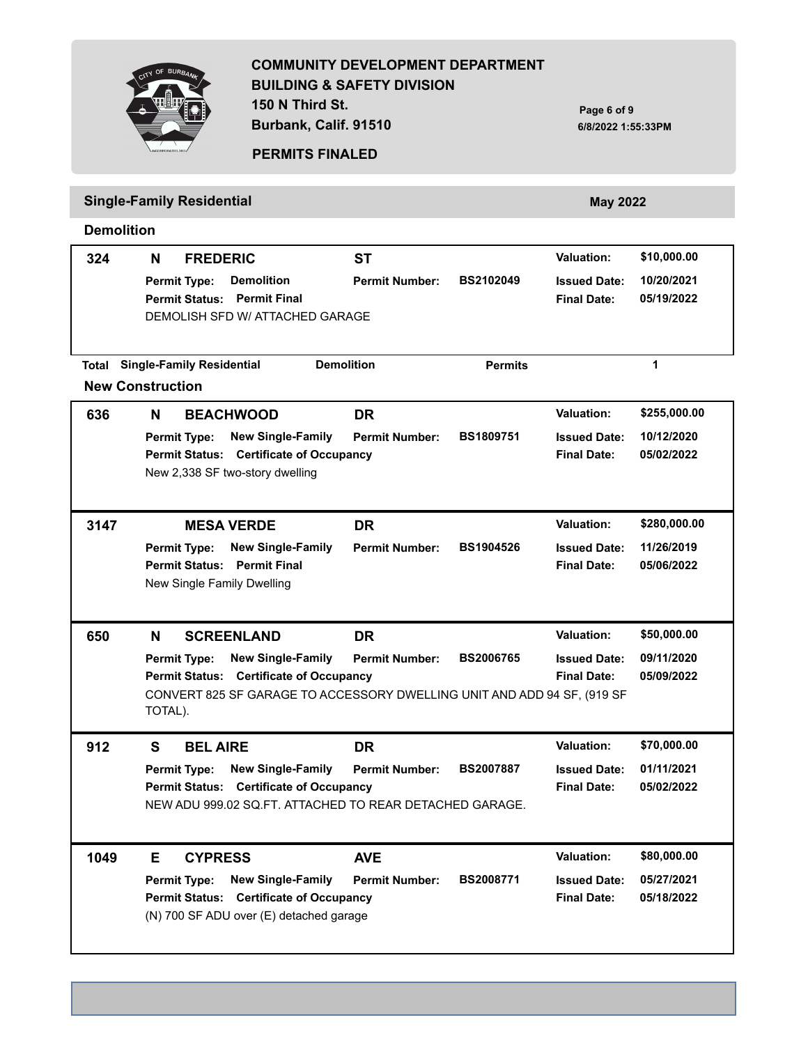# COMMUNITY DEVELOPMENT DEPARTMENT
## BUILDING & SAFETY DIVISION

150 N Third St.
Burbank, Calif. 91510

**PERMITS FINALED**

6/8/2022 1:55:33PM

## Single-Family Residential — May 2022

### Demolition

**324 N FREDERIC ST**

- **Permit Type:** Demolition
- **Permit Number:** BS2102049
- **Permit Status:** Permit Final
- **Valuation:** $10,000.00
- **Issued Date:** 10/20/2021
- **Final Date:** 05/19/2022

DEMOLISH SFD W/ ATTACHED GARAGE

**Total Single-Family Residential Demolition Permits: 1**

### New Construction

**636 N BEACHWOOD DR**

- **Permit Type:** New Single-Family
- **Permit Number:** BS1809751
- **Permit Status:** Certificate of Occupancy
- **Valuation:** $255,000.00
- **Issued Date:** 10/12/2020
- **Final Date:** 05/02/2022

New 2,338 SF two-story dwelling

**3147 MESA VERDE DR**

- **Permit Type:** New Single-Family
- **Permit Number:** BS1904526
- **Permit Status:** Permit Final
- **Valuation:** $280,000.00
- **Issued Date:** 11/26/2019
- **Final Date:** 05/06/2022

New Single Family Dwelling

**650 N SCREENLAND DR**

- **Permit Type:** New Single-Family
- **Permit Number:** BS2006765
- **Permit Status:** Certificate of Occupancy
- **Valuation:** $50,000.00
- **Issued Date:** 09/11/2020
- **Final Date:** 05/09/2022

CONVERT 825 SF GARAGE TO ACCESSORY DWELLING UNIT AND ADD 94 SF, (919 SF TOTAL).

**912 S BEL AIRE DR**

- **Permit Type:** New Single-Family
- **Permit Number:** BS2007887
- **Permit Status:** Certificate of Occupancy
- **Valuation:** $70,000.00
- **Issued Date:** 01/11/2021
- **Final Date:** 05/02/2022

NEW ADU 999.02 SQ.FT. ATTACHED TO REAR DETACHED GARAGE.

**1049 E CYPRESS AVE**

- **Permit Type:** New Single-Family
- **Permit Number:** BS2008771
- **Permit Status:** Certificate of Occupancy
- **Valuation:** $80,000.00
- **Issued Date:** 05/27/2021
- **Final Date:** 05/18/2022

(N) 700 SF ADU over (E) detached garage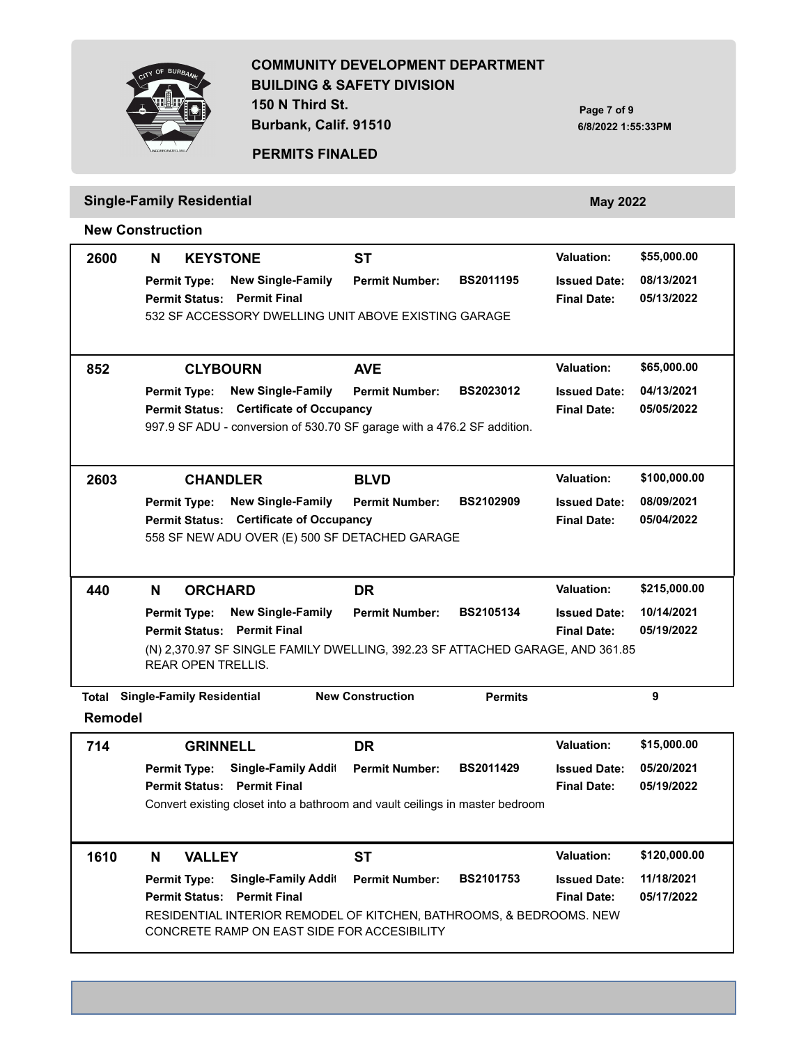# COMMUNITY DEVELOPMENT DEPARTMENT
## BUILDING & SAFETY DIVISION
150 N Third St.
Burbank, Calif. 91510

**PERMITS FINALED**

6/8/2022 1:55:33PM

## Single-Family Residential — May 2022

### New Construction

**2600 N KEYSTONE ST** — Valuation: $55,000.00
- Permit Type: New Single-Family
- Permit Number: BS2011195
- Issued Date: 08/13/2021
- Permit Status: Permit Final
- Final Date: 05/13/2022

532 SF ACCESSORY DWELLING UNIT ABOVE EXISTING GARAGE

**852 CLYBOURN AVE** — Valuation: $65,000.00
- Permit Type: New Single-Family
- Permit Number: BS2023012
- Issued Date: 04/13/2021
- Permit Status: Certificate of Occupancy
- Final Date: 05/05/2022

997.9 SF ADU - conversion of 530.70 SF garage with a 476.2 SF addition.

**2603 CHANDLER BLVD** — Valuation: $100,000.00
- Permit Type: New Single-Family
- Permit Number: BS2102909
- Issued Date: 08/09/2021
- Permit Status: Certificate of Occupancy
- Final Date: 05/04/2022

558 SF NEW ADU OVER (E) 500 SF DETACHED GARAGE

**440 N ORCHARD DR** — Valuation: $215,000.00
- Permit Type: New Single-Family
- Permit Number: BS2105134
- Issued Date: 10/14/2021
- Permit Status: Permit Final
- Final Date: 05/19/2022

(N) 2,370.97 SF SINGLE FAMILY DWELLING, 392.23 SF ATTACHED GARAGE, AND 361.85 REAR OPEN TRELLIS.

**Total Single-Family Residential New Construction Permits: 9**

### Remodel

**714 GRINNELL DR** — Valuation: $15,000.00
- Permit Type: Single-Family Addit
- Permit Number: BS2011429
- Issued Date: 05/20/2021
- Permit Status: Permit Final
- Final Date: 05/19/2022

Convert existing closet into a bathroom and vault ceilings in master bedroom

**1610 N VALLEY ST** — Valuation: $120,000.00
- Permit Type: Single-Family Addit
- Permit Number: BS2101753
- Issued Date: 11/18/2021
- Permit Status: Permit Final
- Final Date: 05/17/2022

RESIDENTIAL INTERIOR REMODEL OF KITCHEN, BATHROOMS, & BEDROOMS. NEW CONCRETE RAMP ON EAST SIDE FOR ACCESIBILITY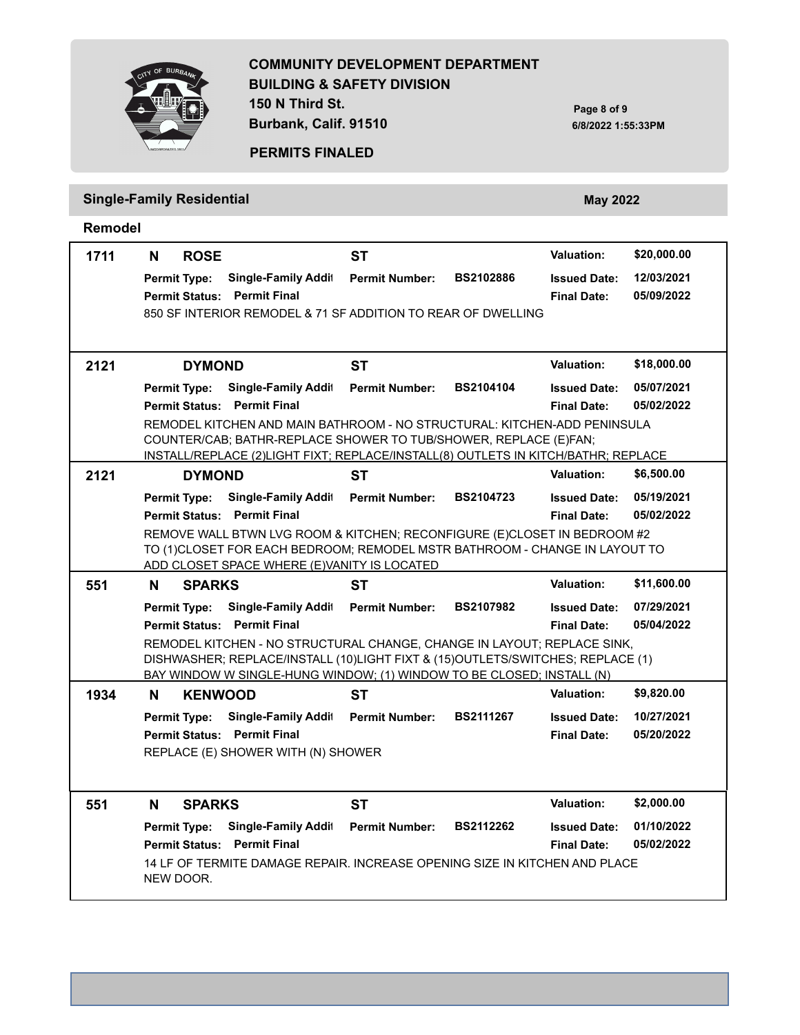COMMUNITY DEVELOPMENT DEPARTMENT
BUILDING & SAFETY DIVISION
150 N Third St.
Burbank, Calif. 91510

PERMITS FINALED

6/8/2022 1:55:33PM

## Single-Family Residential — May 2022

### Remodel

**1711 N ROSE ST** — Valuation: $20,000.00
Permit Type: Single-Family Addit | Permit Number: BS2102886 | Issued Date: 12/03/2021
Permit Status: Permit Final | Final Date: 05/09/2022
850 SF INTERIOR REMODEL & 71 SF ADDITION TO REAR OF DWELLING

**2121 DYMOND ST** — Valuation: $18,000.00
Permit Type: Single-Family Addit | Permit Number: BS2104104 | Issued Date: 05/07/2021
Permit Status: Permit Final | Final Date: 05/02/2022
REMODEL KITCHEN AND MAIN BATHROOM - NO STRUCTURAL: KITCHEN-ADD PENINSULA COUNTER/CAB; BATHR-REPLACE SHOWER TO TUB/SHOWER, REPLACE (E)FAN; INSTALL/REPLACE (2)LIGHT FIXT; REPLACE/INSTALL(8) OUTLETS IN KITCH/BATHR; REPLACE

**2121 DYMOND ST** — Valuation: $6,500.00
Permit Type: Single-Family Addit | Permit Number: BS2104723 | Issued Date: 05/19/2021
Permit Status: Permit Final | Final Date: 05/02/2022
REMOVE WALL BTWN LVG ROOM & KITCHEN; RECONFIGURE (E)CLOSET IN BEDROOM #2 TO (1)CLOSET FOR EACH BEDROOM; REMODEL MSTR BATHROOM - CHANGE IN LAYOUT TO ADD CLOSET SPACE WHERE (E)VANITY IS LOCATED

**551 N SPARKS ST** — Valuation: $11,600.00
Permit Type: Single-Family Addit | Permit Number: BS2107982 | Issued Date: 07/29/2021
Permit Status: Permit Final | Final Date: 05/04/2022
REMODEL KITCHEN - NO STRUCTURAL CHANGE, CHANGE IN LAYOUT; REPLACE SINK, DISHWASHER; REPLACE/INSTALL (10)LIGHT FIXT & (15)OUTLETS/SWITCHES; REPLACE (1) BAY WINDOW W SINGLE-HUNG WINDOW; (1) WINDOW TO BE CLOSED; INSTALL (N)

**1934 N KENWOOD ST** — Valuation: $9,820.00
Permit Type: Single-Family Addit | Permit Number: BS2111267 | Issued Date: 10/27/2021
Permit Status: Permit Final | Final Date: 05/20/2022
REPLACE (E) SHOWER WITH (N) SHOWER

**551 N SPARKS ST** — Valuation: $2,000.00
Permit Type: Single-Family Addit | Permit Number: BS2112262 | Issued Date: 01/10/2022
Permit Status: Permit Final | Final Date: 05/02/2022
14 LF OF TERMITE DAMAGE REPAIR. INCREASE OPENING SIZE IN KITCHEN AND PLACE NEW DOOR.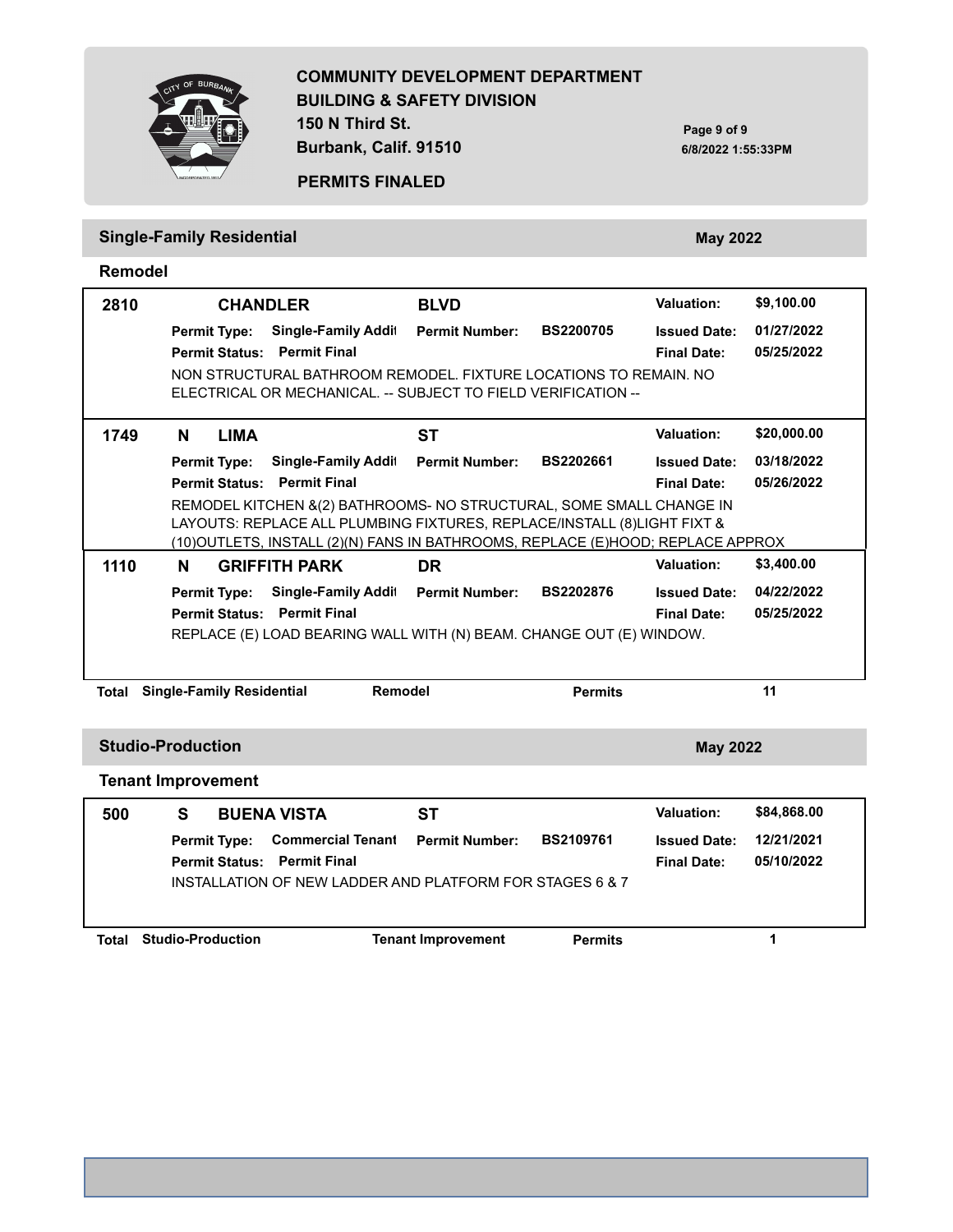# COMMUNITY DEVELOPMENT DEPARTMENT
## BUILDING & SAFETY DIVISION
150 N Third St.
Burbank, Calif. 91510

**PERMITS FINALED**

6/8/2022 1:55:33PM

## Single-Family Residential — May 2022

### Remodel

**2810 CHANDLER BLVD** — Valuation: $9,100.00

Permit Type: Single-Family Addi | Permit Number: BS2200705 | Issued Date: 01/27/2022
Permit Status: Permit Final | Final Date: 05/25/2022

NON STRUCTURAL BATHROOM REMODEL. FIXTURE LOCATIONS TO REMAIN. NO ELECTRICAL OR MECHANICAL. -- SUBJECT TO FIELD VERIFICATION --

**1749 N LIMA ST** — Valuation: $20,000.00

Permit Type: Single-Family Addi | Permit Number: BS2202661 | Issued Date: 03/18/2022
Permit Status: Permit Final | Final Date: 05/26/2022

REMODEL KITCHEN &(2) BATHROOMS- NO STRUCTURAL, SOME SMALL CHANGE IN LAYOUTS: REPLACE ALL PLUMBING FIXTURES, REPLACE/INSTALL (8)LIGHT FIXT & (10)OUTLETS, INSTALL (2)(N) FANS IN BATHROOMS, REPLACE (E)HOOD; REPLACE APPROX

**1110 N GRIFFITH PARK DR** — Valuation: $3,400.00

Permit Type: Single-Family Addi | Permit Number: BS2202876 | Issued Date: 04/22/2022
Permit Status: Permit Final | Final Date: 05/25/2022

REPLACE (E) LOAD BEARING WALL WITH (N) BEAM. CHANGE OUT (E) WINDOW.

**Total Single-Family Residential Remodel Permits: 11**

## Studio-Production — May 2022

### Tenant Improvement

**500 S BUENA VISTA ST** — Valuation: $84,868.00

Permit Type: Commercial Tenant | Permit Number: BS2109761 | Issued Date: 12/21/2021
Permit Status: Permit Final | Final Date: 05/10/2022

INSTALLATION OF NEW LADDER AND PLATFORM FOR STAGES 6 & 7

**Total Studio-Production Tenant Improvement Permits: 1**